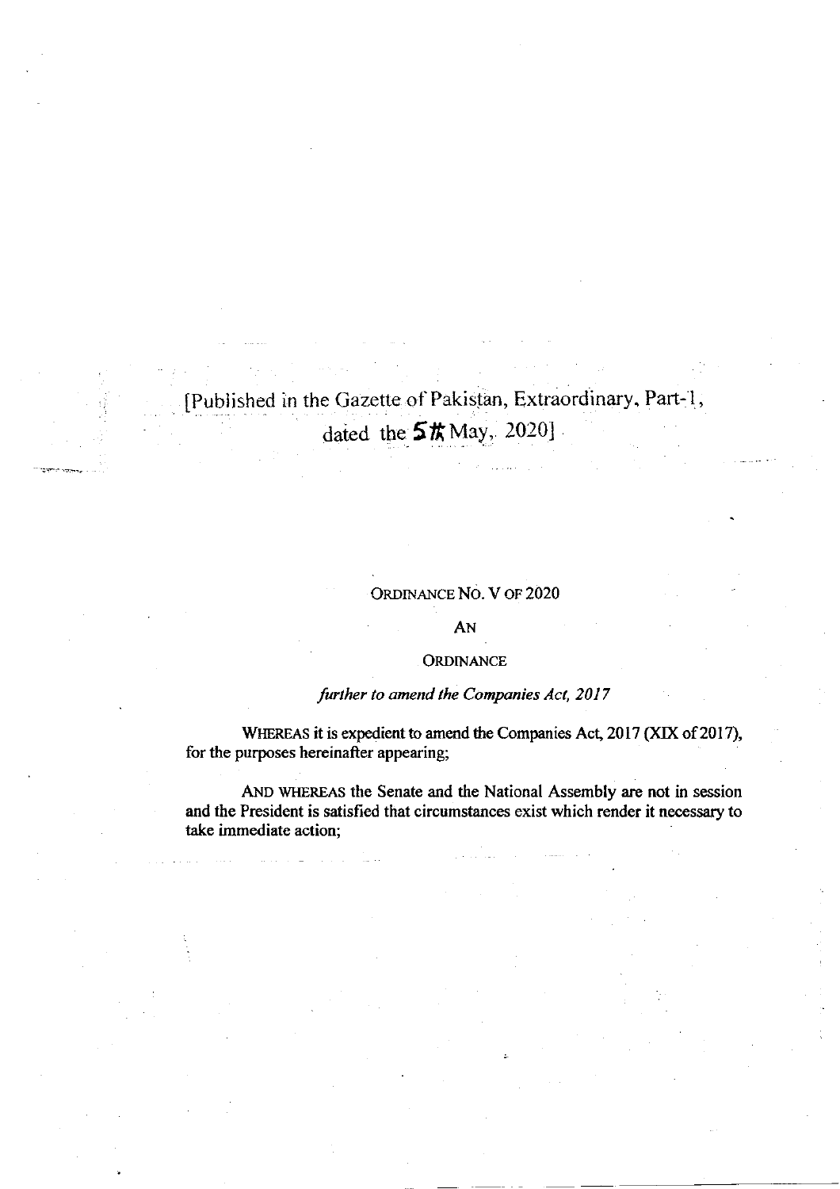[Published in the Gazette of Pakistan, Extraordinary, Part-I, dated the 5th May, 2020]

ORDINANCE NO. V OF 2020

AN

ORDINANCE

*further to amend the Companies Act, 2017*

WHEREAS it is expedient to amend the Companies Act, 2017 (XIX of 2017), for the purposes hereinafter appearing;

AND WHEREAS the Senate and the National Assembly are not in session and the President is satisfied that circumstances exist which render it necessary to take immediate action;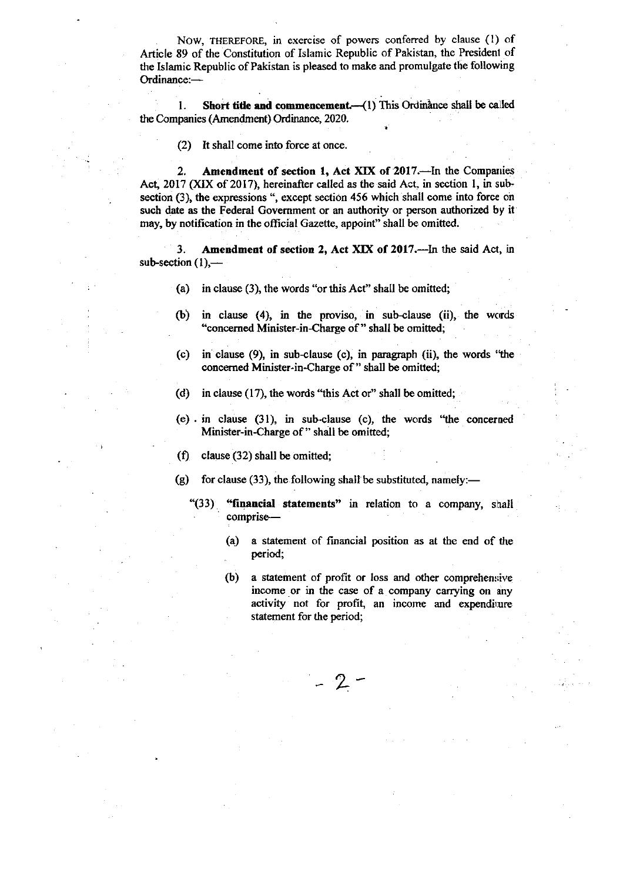NOW, THEREFORE, in exercise of powers conferred by clause (1) of Article 89 of the Constitution of Islamic Republic of Pakistan, the President of the Islamic Republic of Pakistan is pleased to make and promulgate the following Ordinance:—

1. **Short title and commencement.**—(1) This Ordinance shall be called the Companies (Amendment) Ordinance, 2020.

(2) It shall come into force at once.

2. **Amendment of section 1, Act XIX of 2017.**—In the Companies Act, 2017 (XIX of 2017), hereinafter called as the said Act, in section 1, in sub-section (3), the expressions ", except section 456 which shall come into force on such date as the Federal Government or an authority or person authorized by it may, by notification in the official Gazette, appoint" shall be omitted.

3. **Amendment of section 2, Act XIX of 2017.**—In the said Act, in sub-section (1),—

(a) in clause (3), the words "or this Act" shall be omitted;

(b) in clause (4), in the proviso, in sub-clause (ii), the words "concerned Minister-in-Charge of" shall be omitted;

(c) in clause (9), in sub-clause (c), in paragraph (ii), the words "the concerned Minister-in-Charge of" shall be omitted;

(d) in clause (17), the words "this Act or" shall be omitted;

(e) in clause (31), in sub-clause (c), the words "the concerned Minister-in-Charge of" shall be omitted;

(f) clause (32) shall be omitted;

(g) for clause (33), the following shall be substituted, namely:—

"(33) **"financial statements"** in relation to a company, shall comprise—

(a) a statement of financial position as at the end of the period;

(b) a statement of profit or loss and other comprehensive income or in the case of a company carrying on any activity not for profit, an income and expenditure statement for the period;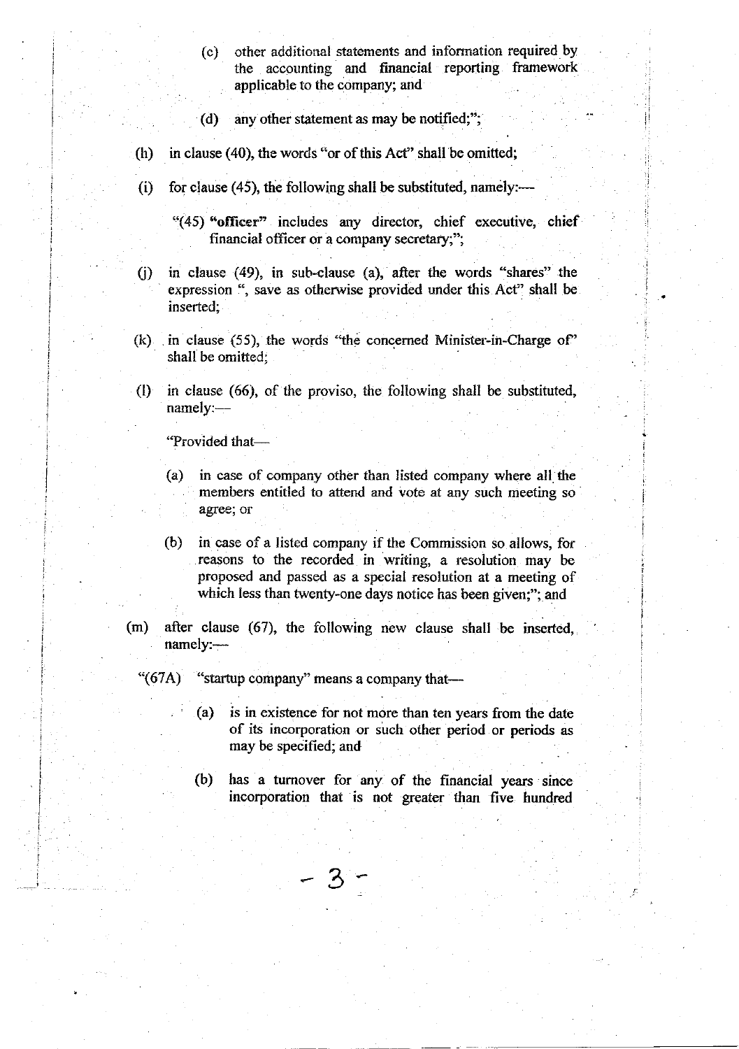(c) other additional statements and information required by the accounting and financial reporting framework applicable to the company; and

(d) any other statement as may be notified;";

(h) in clause (40), the words "or of this Act" shall be omitted;

(i) for clause (45), the following shall be substituted, namely:—

"(45) **"officer"** includes any director, chief executive, chief financial officer or a company secretary;";

(j) in clause (49), in sub-clause (a), after the words "shares" the expression ", save as otherwise provided under this Act" shall be inserted;

(k) in clause (55), the words "the concerned Minister-in-Charge of" shall be omitted;

(l) in clause (66), of the proviso, the following shall be substituted, namely:—

"Provided that—

(a) in case of company other than listed company where all the members entitled to attend and vote at any such meeting so agree; or

(b) in case of a listed company if the Commission so allows, for reasons to the recorded in writing, a resolution may be proposed and passed as a special resolution at a meeting of which less than twenty-one days notice has been given;"; and

(m) after clause (67), the following new clause shall be inserted, namely:—

"(67A) "startup company" means a company that—

(a) is in existence for not more than ten years from the date of its incorporation or such other period or periods as may be specified; and

(b) has a turnover for any of the financial years since incorporation that is not greater than five hundred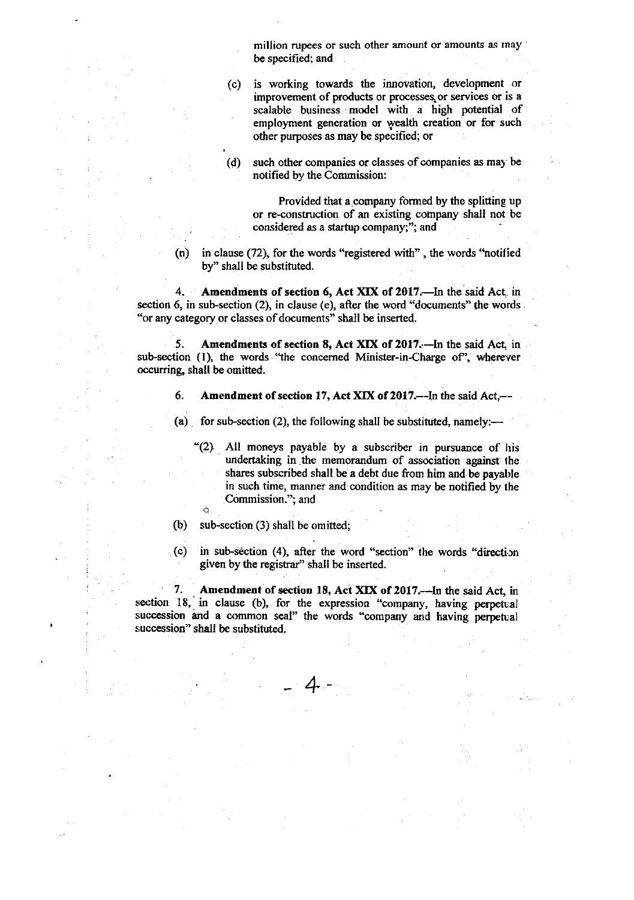million rupees or such other amount or amounts as may be specified; and

(c) is working towards the innovation, development or improvement of products or processes, or services or is a scalable business model with a high potential of employment generation or wealth creation or for such other purposes as may be specified; or

(d) such other companies or classes of companies as may be notified by the Commission:

Provided that a company formed by the splitting up or re-construction of an existing company shall not be considered as a startup company;"; and

(n) in clause (72), for the words "registered with", the words "notified by" shall be substituted.

4. **Amendments of section 6, Act XIX of 2017.**—In the said Act, in section 6, in sub-section (2), in clause (e), after the word "documents" the words "or any category or classes of documents" shall be inserted.

5. **Amendments of section 8, Act XIX of 2017.**—In the said Act, in sub-section (1), the words "the concerned Minister-in-Charge of", wherever occurring, shall be omitted.

6. **Amendment of section 17, Act XIX of 2017.**—In the said Act,—

(a) for sub-section (2), the following shall be substituted, namely:—

"(2) All moneys payable by a subscriber in pursuance of his undertaking in the memorandum of association against the shares subscribed shall be a debt due from him and be payable in such time, manner and condition as may be notified by the Commission."; and

(b) sub-section (3) shall be omitted;

(c) in sub-section (4), after the word "section" the words "direction given by the registrar" shall be inserted.

7. **Amendment of section 18, Act XIX of 2017.**—In the said Act, in section 18, in clause (b), for the expression "company, having perpetual succession and a common seal" the words "company and having perpetual succession" shall be substituted.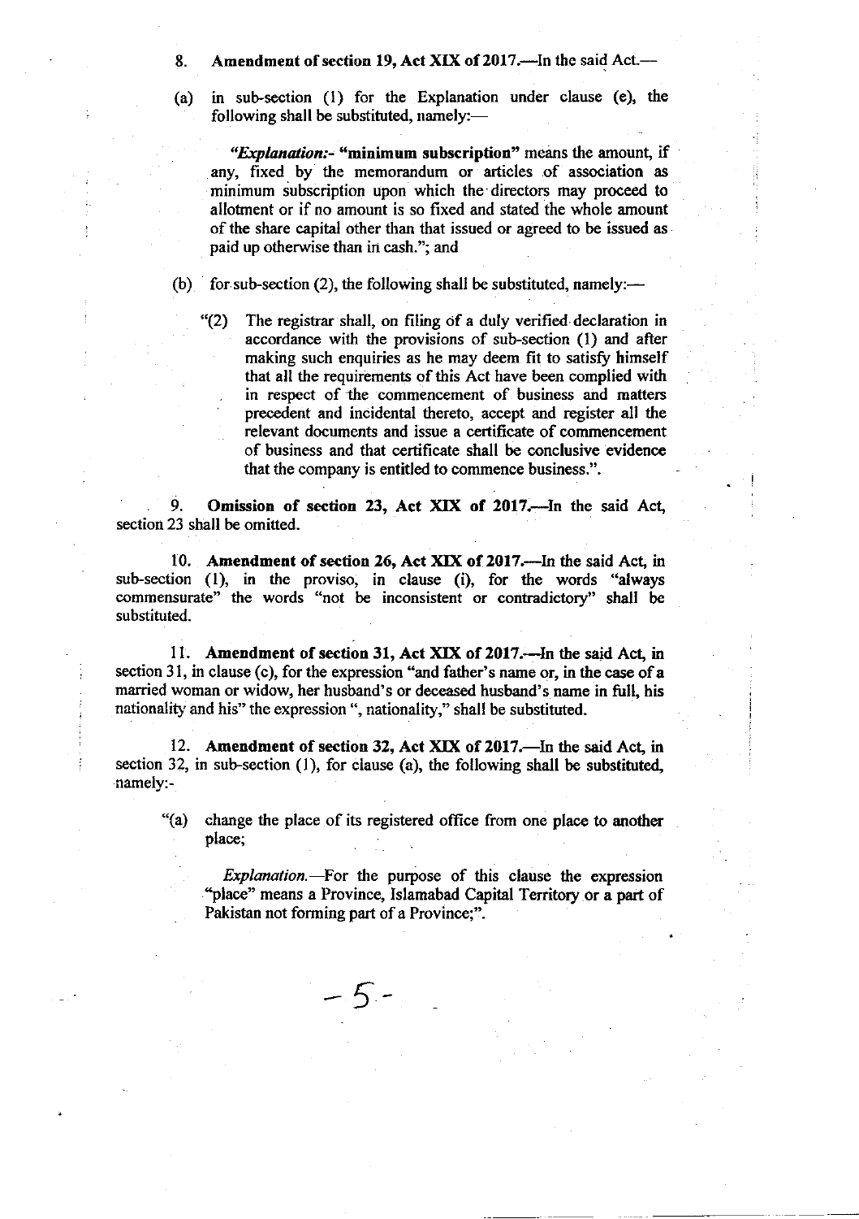8. **Amendment of section 19, Act XIX of 2017.**—In the said Act.—

(a) in sub-section (1) for the Explanation under clause (e), the following shall be substituted, namely:—

> *"Explanation:-* **"minimum subscription"** means the amount, if any, fixed by the memorandum or articles of association as minimum subscription upon which the directors may proceed to allotment or if no amount is so fixed and stated the whole amount of the share capital other than that issued or agreed to be issued as paid up otherwise than in cash."; and

(b) for sub-section (2), the following shall be substituted, namely:—

> "(2) The registrar shall, on filing of a duly verified declaration in accordance with the provisions of sub-section (1) and after making such enquiries as he may deem fit to satisfy himself that all the requirements of this Act have been complied with in respect of the commencement of business and matters precedent and incidental thereto, accept and register all the relevant documents and issue a certificate of commencement of business and that certificate shall be conclusive evidence that the company is entitled to commence business.".

9. **Omission of section 23, Act XIX of 2017.**—In the said Act, section 23 shall be omitted.

10. **Amendment of section 26, Act XIX of 2017.**—In the said Act, in sub-section (1), in the proviso, in clause (i), for the words "always commensurate" the words "not be inconsistent or contradictory" shall be substituted.

11. **Amendment of section 31, Act XIX of 2017.**—In the said Act, in section 31, in clause (c), for the expression "and father's name or, in the case of a married woman or widow, her husband's or deceased husband's name in full, his nationality and his" the expression ", nationality," shall be substituted.

12. **Amendment of section 32, Act XIX of 2017.**—In the said Act, in section 32, in sub-section (1), for clause (a), the following shall be substituted, namely:-

> "(a) change the place of its registered office from one place to another place;
>
> *Explanation.*—For the purpose of this clause the expression "place" means a Province, Islamabad Capital Territory or a part of Pakistan not forming part of a Province;".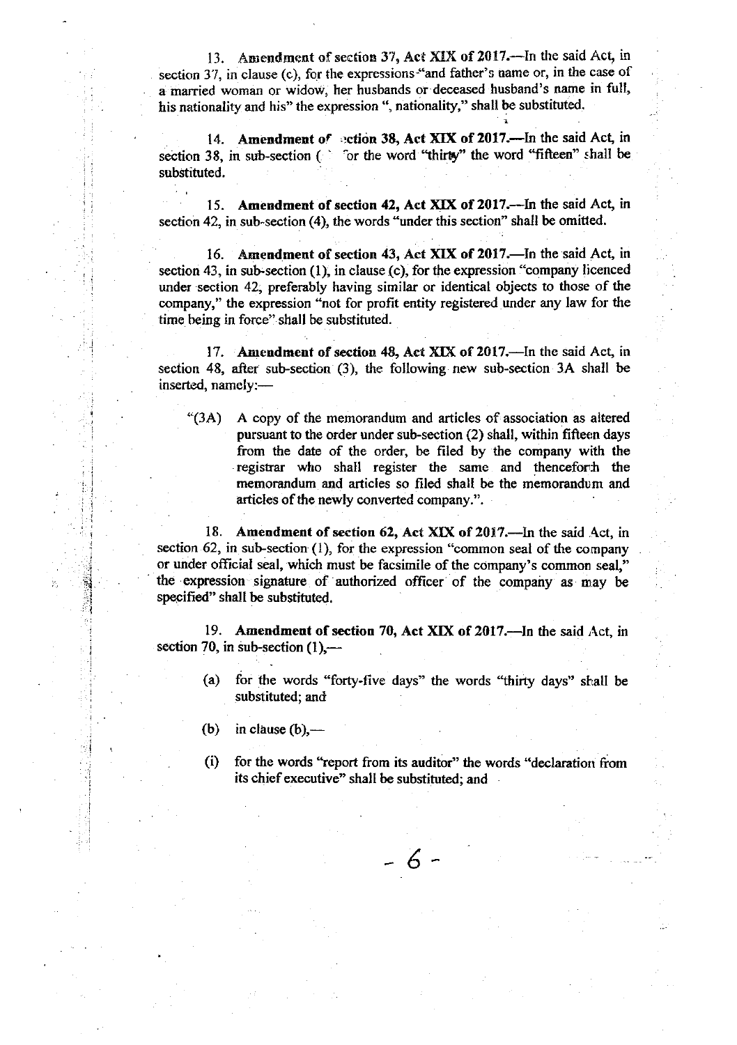13. **Amendment of section 37, Act XIX of 2017.**—In the said Act, in section 37, in clause (c), for the expressions "and father's name or, in the case of a married woman or widow, her husbands or deceased husband's name in full, his nationality and his" the expression ", nationality," shall be substituted.

14. **Amendment of section 38, Act XIX of 2017.**—In the said Act, in section 38, in sub-section ( for the word "thirty" the word "fifteen" shall be substituted.

15. **Amendment of section 42, Act XIX of 2017.**—In the said Act, in section 42, in sub-section (4), the words "under this section" shall be omitted.

16. **Amendment of section 43, Act XIX of 2017.**—In the said Act, in section 43, in sub-section (1), in clause (c), for the expression "company licenced under section 42, preferably having similar or identical objects to those of the company," the expression "not for profit entity registered under any law for the time being in force" shall be substituted.

17. **Amendment of section 48, Act XIX of 2017.**—In the said Act, in section 48, after sub-section (3), the following new sub-section 3A shall be inserted, namely:—

"(3A) A copy of the memorandum and articles of association as altered pursuant to the order under sub-section (2) shall, within fifteen days from the date of the order, be filed by the company with the registrar who shall register the same and thenceforth the memorandum and articles so filed shall be the memorandum and articles of the newly converted company.".

18. **Amendment of section 62, Act XIX of 2017.**—In the said Act, in section 62, in sub-section (1), for the expression "common seal of the company or under official seal, which must be facsimile of the company's common seal," the expression signature of authorized officer of the company as may be specified" shall be substituted.

19. **Amendment of section 70, Act XIX of 2017.**—In the said Act, in section 70, in sub-section (1),—

(a) for the words "forty-five days" the words "thirty days" shall be substituted; and

(b) in clause (b),—

(i) for the words "report from its auditor" the words "declaration from its chief executive" shall be substituted; and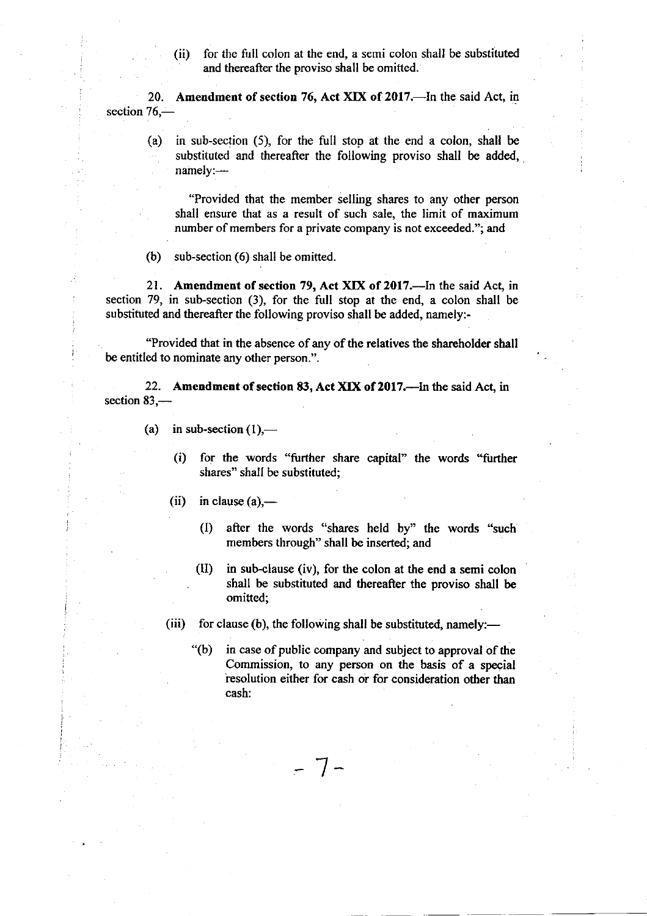(ii) for the full colon at the end, a semi colon shall be substituted and thereafter the proviso shall be omitted.

20. **Amendment of section 76, Act XIX of 2017.**—In the said Act, in section 76,—

(a) in sub-section (5), for the full stop at the end a colon, shall be substituted and thereafter the following proviso shall be added, namely:—

"Provided that the member selling shares to any other person shall ensure that as a result of such sale, the limit of maximum number of members for a private company is not exceeded."; and

(b) sub-section (6) shall be omitted.

21. **Amendment of section 79, Act XIX of 2017.**—In the said Act, in section 79, in sub-section (3), for the full stop at the end, a colon shall be substituted and thereafter the following proviso shall be added, namely:-

"Provided that in the absence of any of the relatives the shareholder shall be entitled to nominate any other person.".

22. **Amendment of section 83, Act XIX of 2017.**—In the said Act, in section 83,—

(a) in sub-section (1),—

(i) for the words "further share capital" the words "further shares" shall be substituted;

(ii) in clause (a),—

(I) after the words "shares held by" the words "such members through" shall be inserted; and

(II) in sub-clause (iv), for the colon at the end a semi colon shall be substituted and thereafter the proviso shall be omitted;

(iii) for clause (b), the following shall be substituted, namely:—

"(b) in case of public company and subject to approval of the Commission, to any person on the basis of a special resolution either for cash or for consideration other than cash: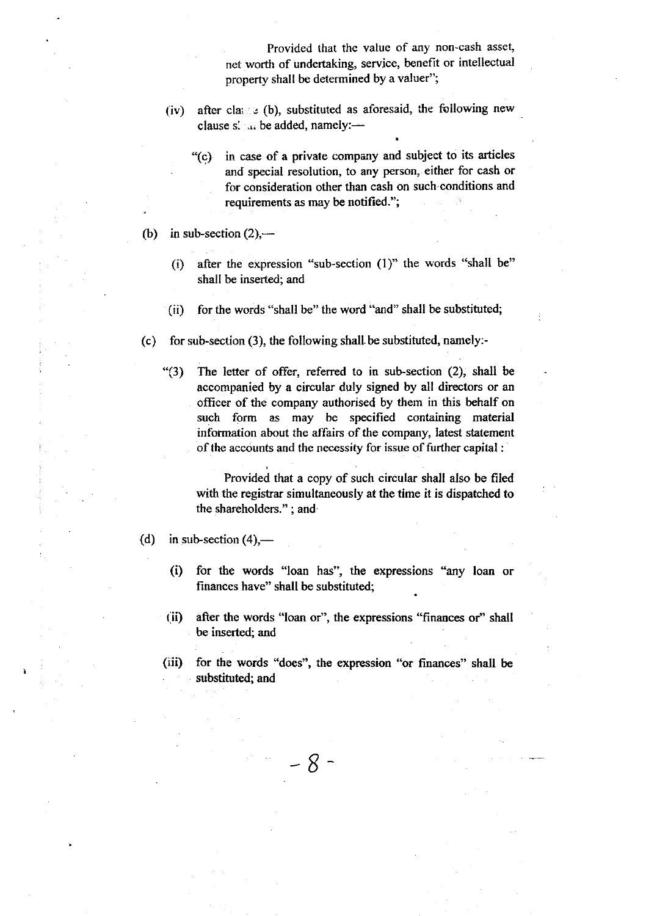Provided that the value of any non-cash asset, net worth of undertaking, service, benefit or intellectual property shall be determined by a valuer";

(iv) after clause (b), substituted as aforesaid, the following new clause shall be added, namely:—

"(c) in case of a private company and subject to its articles and special resolution, to any person, either for cash or for consideration other than cash on such conditions and requirements as may be notified.";

(b) in sub-section (2),—

(i) after the expression "sub-section (1)" the words "shall be" shall be inserted; and

(ii) for the words "shall be" the word "and" shall be substituted;

(c) for sub-section (3), the following shall be substituted, namely:-

"(3) The letter of offer, referred to in sub-section (2), shall be accompanied by a circular duly signed by all directors or an officer of the company authorised by them in this behalf on such form as may be specified containing material information about the affairs of the company, latest statement of the accounts and the necessity for issue of further capital :

Provided that a copy of such circular shall also be filed with the registrar simultaneously at the time it is dispatched to the shareholders." ; and

(d) in sub-section (4),—

(i) for the words "loan has", the expressions "any loan or finances have" shall be substituted;

(ii) after the words "loan or", the expressions "finances or" shall be inserted; and

(iii) for the words "does", the expression "or finances" shall be substituted; and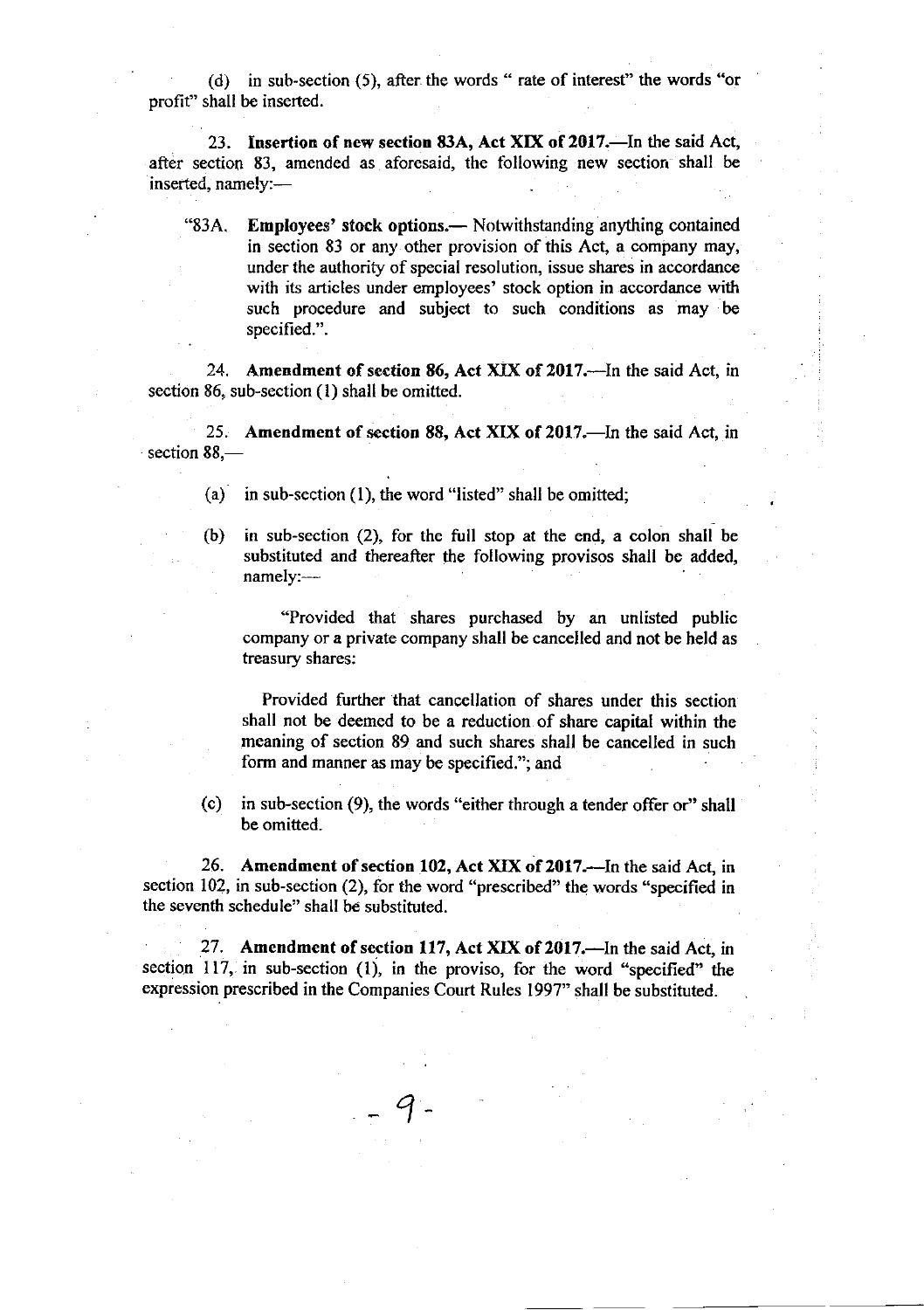(d) in sub-section (5), after the words " rate of interest" the words "or profit" shall be inserted.

23. **Insertion of new section 83A, Act XIX of 2017.**—In the said Act, after section 83, amended as aforesaid, the following new section shall be inserted, namely:—

> "83A. **Employees' stock options.**— Notwithstanding anything contained in section 83 or any other provision of this Act, a company may, under the authority of special resolution, issue shares in accordance with its articles under employees' stock option in accordance with such procedure and subject to such conditions as may be specified.".

24. **Amendment of section 86, Act XIX of 2017.**—In the said Act, in section 86, sub-section (1) shall be omitted.

25. **Amendment of section 88, Act XIX of 2017.**—In the said Act, in section 88,—

(a) in sub-section (1), the word "listed" shall be omitted;

(b) in sub-section (2), for the full stop at the end, a colon shall be substituted and thereafter the following provisos shall be added, namely:—

> "Provided that shares purchased by an unlisted public company or a private company shall be cancelled and not be held as treasury shares:
>
> Provided further that cancellation of shares under this section shall not be deemed to be a reduction of share capital within the meaning of section 89 and such shares shall be cancelled in such form and manner as may be specified."; and

(c) in sub-section (9), the words "either through a tender offer or" shall be omitted.

26. **Amendment of section 102, Act XIX of 2017.**—In the said Act, in section 102, in sub-section (2), for the word "prescribed" the words "specified in the seventh schedule" shall be substituted.

27. **Amendment of section 117, Act XIX of 2017.**—In the said Act, in section 117, in sub-section (1), in the proviso, for the word "specified" the expression prescribed in the Companies Court Rules 1997" shall be substituted.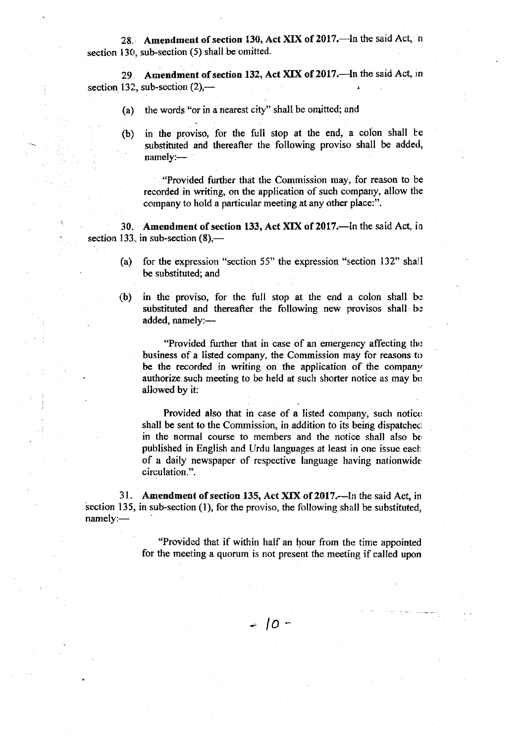**28. Amendment of section 130, Act XIX of 2017.**—In the said Act, in section 130, sub-section (5) shall be omitted.

**29. Amendment of section 132, Act XIX of 2017.**—In the said Act, in section 132, sub-section (2),—

(a) the words "or in a nearest city" shall be omitted; and

(b) in the proviso, for the full stop at the end, a colon shall be substituted and thereafter the following proviso shall be added, namely:—

> "Provided further that the Commission may, for reason to be recorded in writing, on the application of such company, allow the company to hold a particular meeting at any other place:".

**30. Amendment of section 133, Act XIX of 2017.**—In the said Act, in section 133, in sub-section (8),—

(a) for the expression "section 55" the expression "section 132" shall be substituted; and

(b) in the proviso, for the full stop at the end a colon shall be substituted and thereafter the following new provisos shall be added, namely:—

> "Provided further that in case of an emergency affecting the business of a listed company, the Commission may for reasons to be the recorded in writing on the application of the company authorize such meeting to be held at such shorter notice as may be allowed by it:
>
> Provided also that in case of a listed company, such notice shall be sent to the Commission, in addition to its being dispatched in the normal course to members and the notice shall also be published in English and Urdu languages at least in one issue each of a daily newspaper of respective language having nationwide circulation.".

**31. Amendment of section 135, Act XIX of 2017.**—In the said Act, in section 135, in sub-section (1), for the proviso, the following shall be substituted, namely:—

> "Provided that if within half an hour from the time appointed for the meeting a quorum is not present the meeting if called upon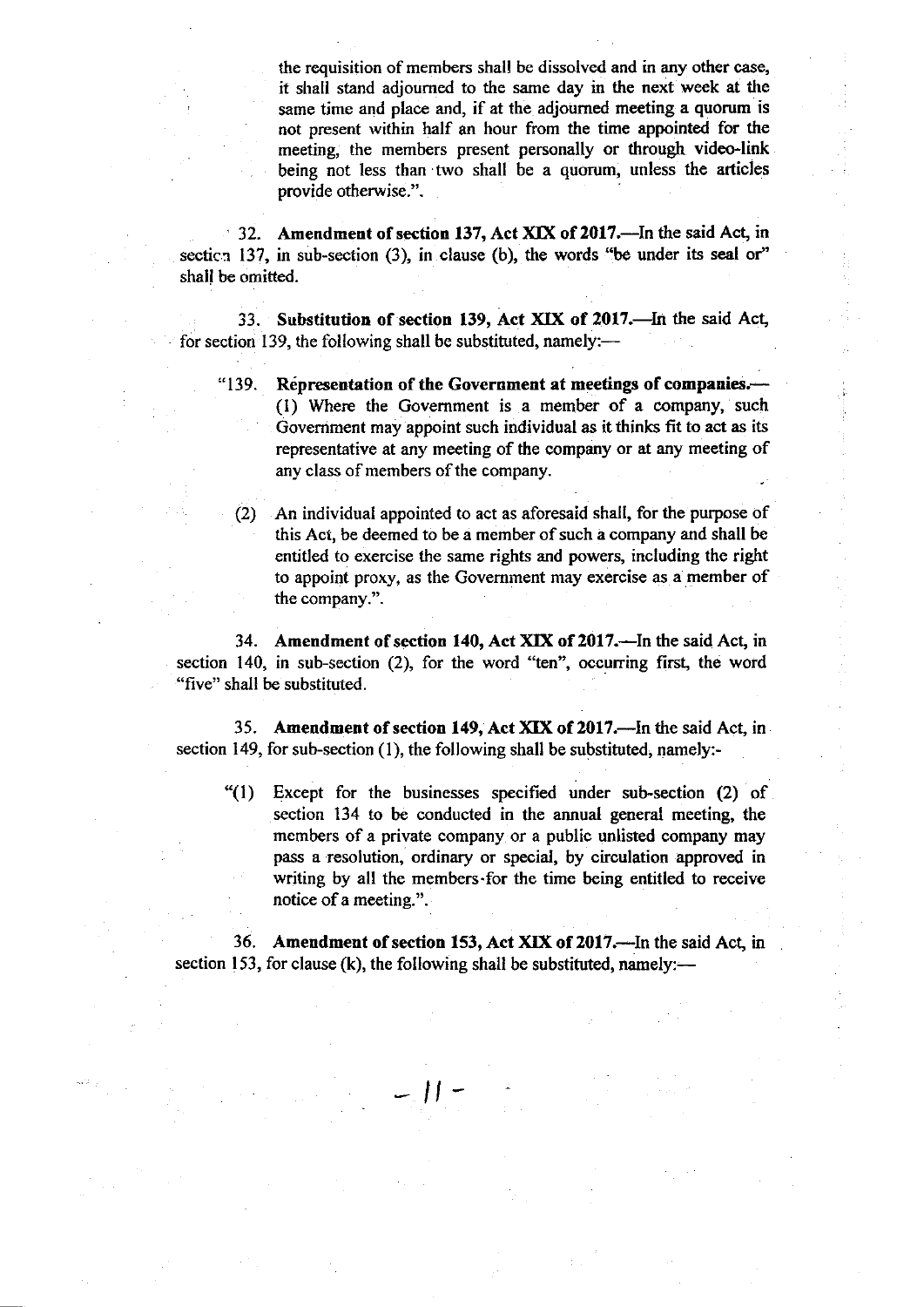the requisition of members shall be dissolved and in any other case, it shall stand adjourned to the same day in the next week at the same time and place and, if at the adjourned meeting a quorum is not present within half an hour from the time appointed for the meeting, the members present personally or through video-link being not less than two shall be a quorum, unless the articles provide otherwise.".

32. **Amendment of section 137, Act XIX of 2017.**—In the said Act, in section 137, in sub-section (3), in clause (b), the words "be under its seal or" shall be omitted.

33. **Substitution of section 139, Act XIX of 2017.**—In the said Act, for section 139, the following shall be substituted, namely:—

"139. **Representation of the Government at meetings of companies.**— (1) Where the Government is a member of a company, such Government may appoint such individual as it thinks fit to act as its representative at any meeting of the company or at any meeting of any class of members of the company.

(2) An individual appointed to act as aforesaid shall, for the purpose of this Act, be deemed to be a member of such a company and shall be entitled to exercise the same rights and powers, including the right to appoint proxy, as the Government may exercise as a member of the company.".

34. **Amendment of section 140, Act XIX of 2017.**—In the said Act, in section 140, in sub-section (2), for the word "ten", occurring first, the word "five" shall be substituted.

35. **Amendment of section 149, Act XIX of 2017.**—In the said Act, in section 149, for sub-section (1), the following shall be substituted, namely:-

"(1) Except for the businesses specified under sub-section (2) of section 134 to be conducted in the annual general meeting, the members of a private company or a public unlisted company may pass a resolution, ordinary or special, by circulation approved in writing by all the members for the time being entitled to receive notice of a meeting.".

36. **Amendment of section 153, Act XIX of 2017.**—In the said Act, in section 153, for clause (k), the following shall be substituted, namely:—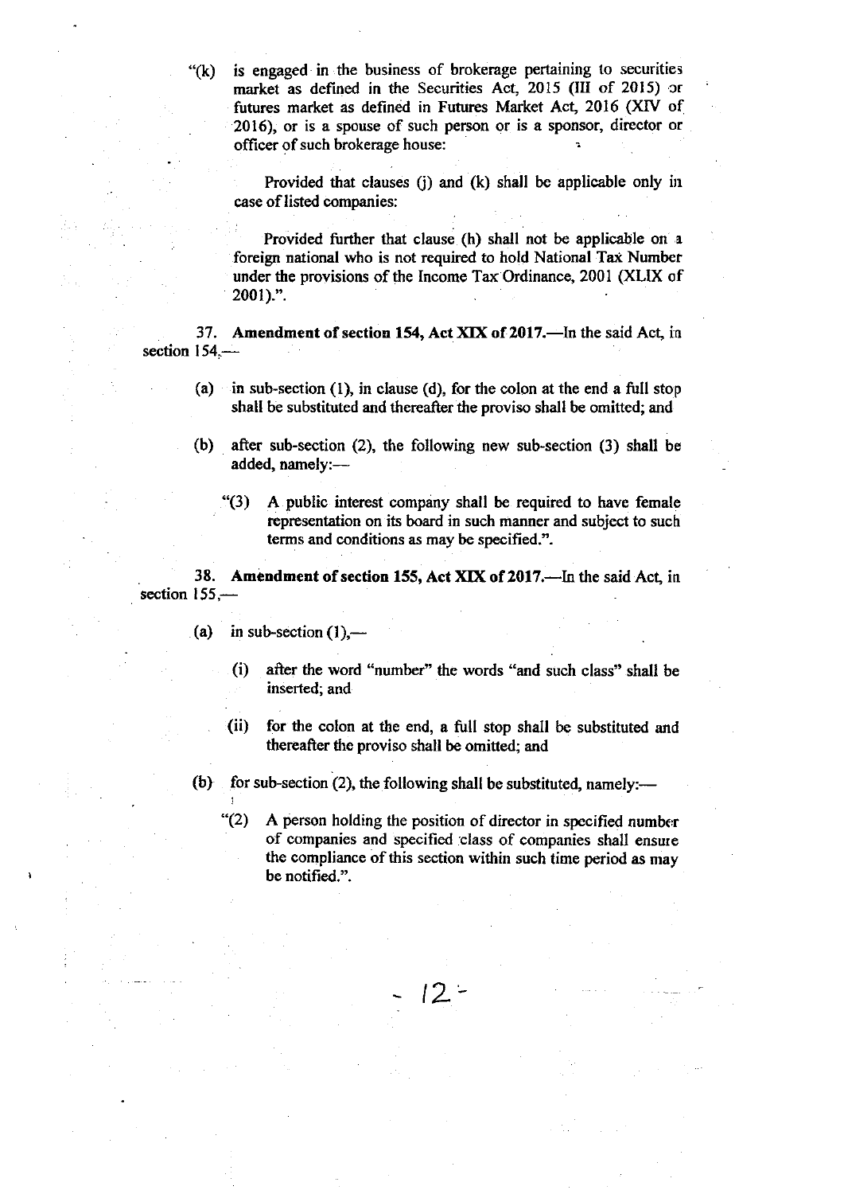"(k) is engaged in the business of brokerage pertaining to securities market as defined in the Securities Act, 2015 (III of 2015) or futures market as defined in Futures Market Act, 2016 (XIV of 2016), or is a spouse of such person or is a sponsor, director or officer of such brokerage house:

Provided that clauses (j) and (k) shall be applicable only in case of listed companies:

Provided further that clause (h) shall not be applicable on a foreign national who is not required to hold National Tax Number under the provisions of the Income Tax Ordinance, 2001 (XLIX of 2001).".

37. **Amendment of section 154, Act XIX of 2017.**—In the said Act, in section 154,—

(a) in sub-section (1), in clause (d), for the colon at the end a full stop shall be substituted and thereafter the proviso shall be omitted; and

(b) after sub-section (2), the following new sub-section (3) shall be added, namely:—

"(3) A public interest company shall be required to have female representation on its board in such manner and subject to such terms and conditions as may be specified.".

38. **Amendment of section 155, Act XIX of 2017.**—In the said Act, in section 155,—

(a) in sub-section (1),—

(i) after the word "number" the words "and such class" shall be inserted; and

(ii) for the colon at the end, a full stop shall be substituted and thereafter the proviso shall be omitted; and

(b) for sub-section (2), the following shall be substituted, namely:—

"(2) A person holding the position of director in specified number of companies and specified class of companies shall ensure the compliance of this section within such time period as may be notified.".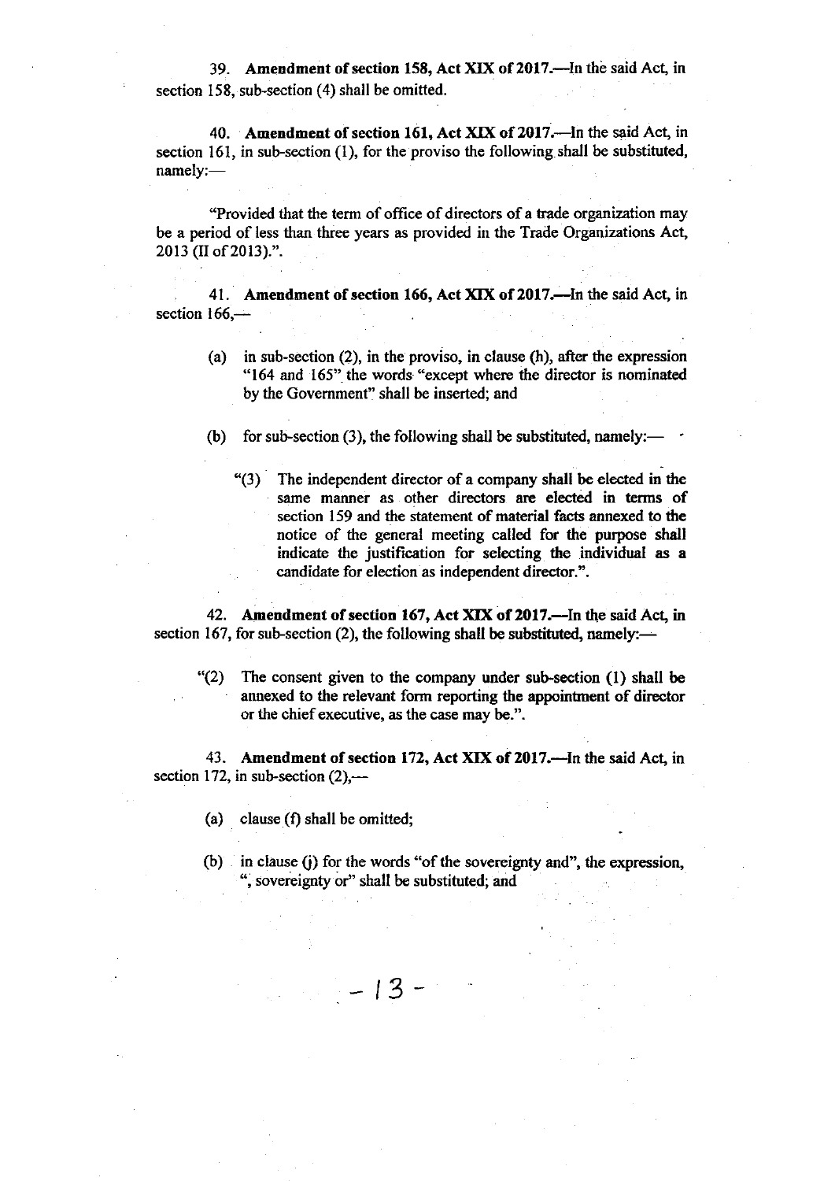39. **Amendment of section 158, Act XIX of 2017.**—In the said Act, in section 158, sub-section (4) shall be omitted.

40. **Amendment of section 161, Act XIX of 2017.**—In the said Act, in section 161, in sub-section (1), for the proviso the following shall be substituted, namely:—

"Provided that the term of office of directors of a trade organization may be a period of less than three years as provided in the Trade Organizations Act, 2013 (II of 2013).".

41. **Amendment of section 166, Act XIX of 2017.**—In the said Act, in section 166,—

(a) in sub-section (2), in the proviso, in clause (h), after the expression "164 and 165" the words "except where the director is nominated by the Government" shall be inserted; and

(b) for sub-section (3), the following shall be substituted, namely:—

"(3) The independent director of a company shall be elected in the same manner as other directors are elected in terms of section 159 and the statement of material facts annexed to the notice of the general meeting called for the purpose shall indicate the justification for selecting the individual as a candidate for election as independent director.".

42. **Amendment of section 167, Act XIX of 2017.**—In the said Act, in section 167, for sub-section (2), the following shall be substituted, namely:—

"(2) The consent given to the company under sub-section (1) shall be annexed to the relevant form reporting the appointment of director or the chief executive, as the case may be.".

43. **Amendment of section 172, Act XIX of 2017.**—In the said Act, in section 172, in sub-section (2),—

(a) clause (f) shall be omitted;

(b) in clause (j) for the words "of the sovereignty and", the expression, ", sovereignty or" shall be substituted; and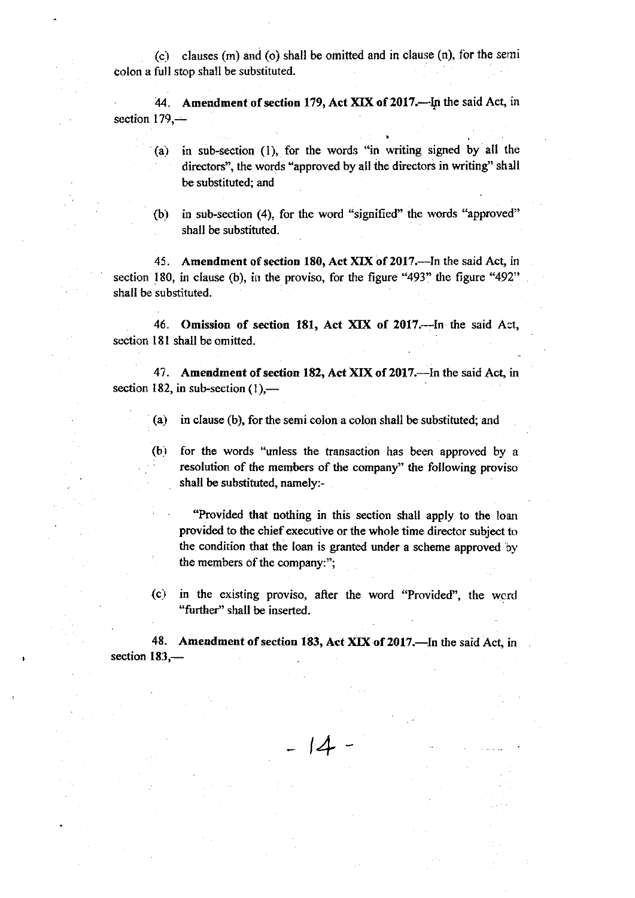(c) clauses (m) and (o) shall be omitted and in clause (n), for the semi colon a full stop shall be substituted.

44. **Amendment of section 179, Act XIX of 2017.**—In the said Act, in section 179,—

(a) in sub-section (1), for the words "in writing signed by all the directors", the words "approved by all the directors in writing" shall be substituted; and

(b) in sub-section (4), for the word "signified" the words "approved" shall be substituted.

45. **Amendment of section 180, Act XIX of 2017.**—In the said Act, in section 180, in clause (b), in the proviso, for the figure "493" the figure "492" shall be substituted.

46. **Omission of section 181, Act XIX of 2017.**—In the said Act, section 181 shall be omitted.

47. **Amendment of section 182, Act XIX of 2017.**—In the said Act, in section 182, in sub-section (1),—

(a) in clause (b), for the semi colon a colon shall be substituted; and

(b) for the words "unless the transaction has been approved by a resolution of the members of the company" the following proviso shall be substituted, namely:-

"Provided that nothing in this section shall apply to the loan provided to the chief executive or the whole time director subject to the condition that the loan is granted under a scheme approved by the members of the company:";

(c) in the existing proviso, after the word "Provided", the word "further" shall be inserted.

48. **Amendment of section 183, Act XIX of 2017.**—In the said Act, in section 183,—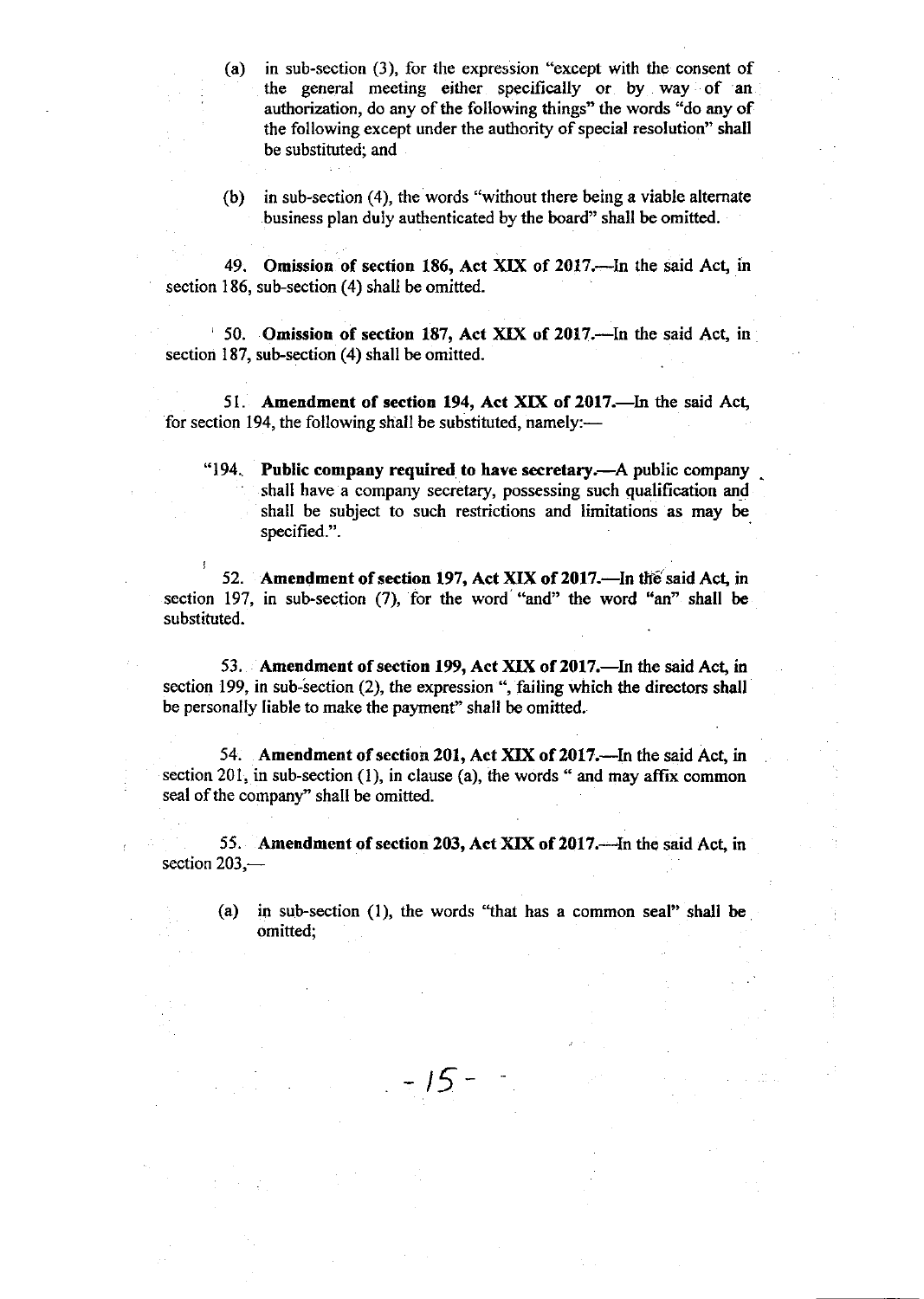(a) in sub-section (3), for the expression "except with the consent of the general meeting either specifically or by way of an authorization, do any of the following things" the words "do any of the following except under the authority of special resolution" shall be substituted; and

(b) in sub-section (4), the words "without there being a viable alternate business plan duly authenticated by the board" shall be omitted.

49. **Omission of section 186, Act XIX of 2017.**—In the said Act, in section 186, sub-section (4) shall be omitted.

50. **Omission of section 187, Act XIX of 2017.**—In the said Act, in section 187, sub-section (4) shall be omitted.

51. **Amendment of section 194, Act XIX of 2017.**—In the said Act, for section 194, the following shall be substituted, namely:—

"194. **Public company required to have secretary.**—A public company shall have a company secretary, possessing such qualification and shall be subject to such restrictions and limitations as may be specified.".

52. **Amendment of section 197, Act XIX of 2017.**—In the said Act, in section 197, in sub-section (7), for the word "and" the word "an" shall be substituted.

53. **Amendment of section 199, Act XIX of 2017.**—In the said Act, in section 199, in sub-section (2), the expression ", failing which the directors shall be personally liable to make the payment" shall be omitted.

54. **Amendment of section 201, Act XIX of 2017.**—In the said Act, in section 201, in sub-section (1), in clause (a), the words " and may affix common seal of the company" shall be omitted.

55. **Amendment of section 203, Act XIX of 2017.**—In the said Act, in section 203,—

(a) in sub-section (1), the words "that has a common seal" shall be omitted;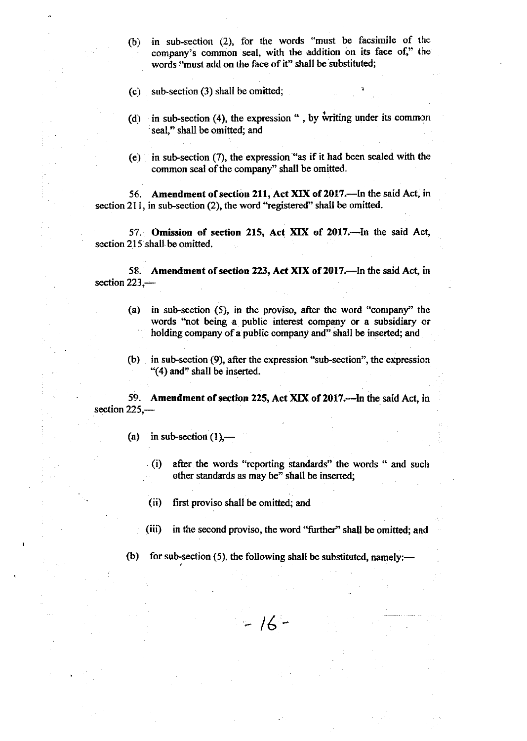(b) in sub-section (2), for the words "must be facsimile of the company's common seal, with the addition on its face of," the words "must add on the face of it" shall be substituted;

(c) sub-section (3) shall be omitted;

(d) in sub-section (4), the expression " , by writing under its common seal," shall be omitted; and

(e) in sub-section (7), the expression "as if it had been sealed with the common seal of the company" shall be omitted.

56. **Amendment of section 211, Act XIX of 2017.**—In the said Act, in section 211, in sub-section (2), the word "registered" shall be omitted.

57. **Omission of section 215, Act XIX of 2017.**—In the said Act, section 215 shall be omitted.

58. **Amendment of section 223, Act XIX of 2017.**—In the said Act, in section 223,—

(a) in sub-section (5), in the proviso, after the word "company" the words "not being a public interest company or a subsidiary or holding company of a public company and" shall be inserted; and

(b) in sub-section (9), after the expression "sub-section", the expression "(4) and" shall be inserted.

59. **Amendment of section 225, Act XIX of 2017.**—In the said Act, in section 225,—

(a) in sub-section (1),—

(i) after the words "reporting standards" the words " and such other standards as may be" shall be inserted;

(ii) first proviso shall be omitted; and

(iii) in the second proviso, the word "further" shall be omitted; and

(b) for sub-section (5), the following shall be substituted, namely:—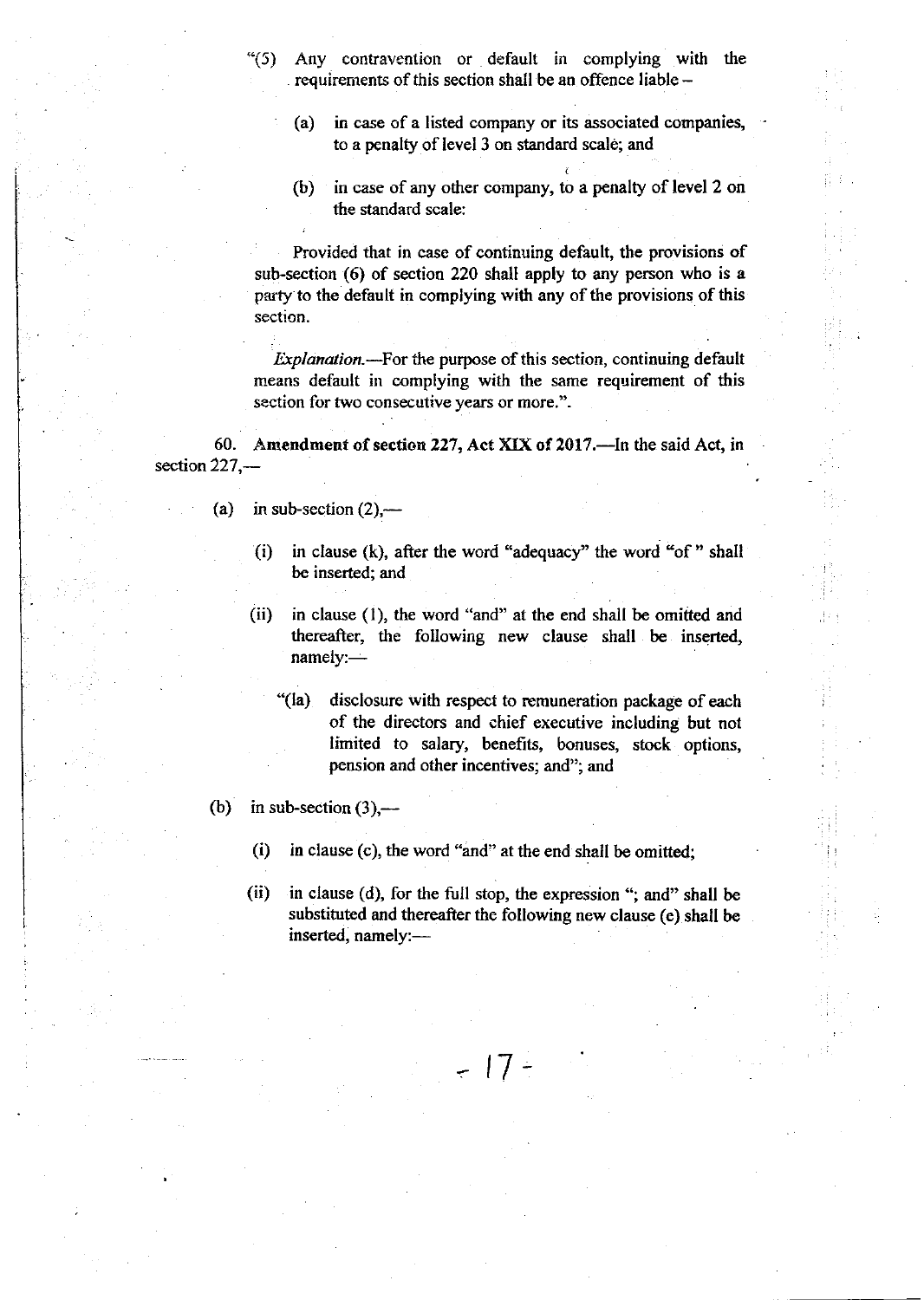"(5) Any contravention or default in complying with the requirements of this section shall be an offence liable –

(a) in case of a listed company or its associated companies, to a penalty of level 3 on standard scale; and

(b) in case of any other company, to a penalty of level 2 on the standard scale:

Provided that in case of continuing default, the provisions of sub-section (6) of section 220 shall apply to any person who is a party to the default in complying with any of the provisions of this section.

*Explanation*.—For the purpose of this section, continuing default means default in complying with the same requirement of this section for two consecutive years or more.".

60. **Amendment of section 227, Act XIX of 2017.**—In the said Act, in section 227,—

(a) in sub-section (2),—

(i) in clause (k), after the word "adequacy" the word "of " shall be inserted; and

(ii) in clause (l), the word "and" at the end shall be omitted and thereafter, the following new clause shall be inserted, namely:—

"(la) disclosure with respect to remuneration package of each of the directors and chief executive including but not limited to salary, benefits, bonuses, stock options, pension and other incentives; and"; and

(b) in sub-section (3),—

(i) in clause (c), the word "and" at the end shall be omitted;

(ii) in clause (d), for the full stop, the expression "; and" shall be substituted and thereafter the following new clause (e) shall be inserted, namely:—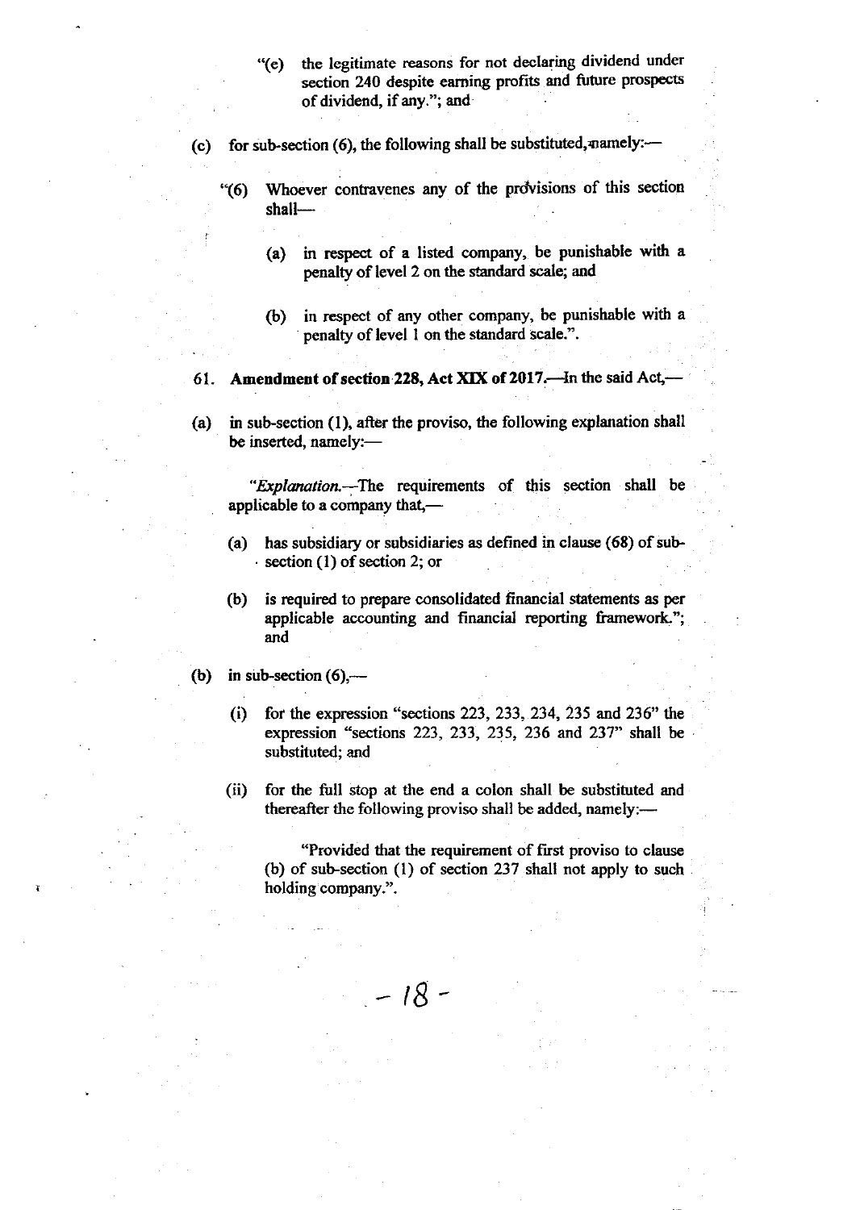"(e) the legitimate reasons for not declaring dividend under section 240 despite earning profits and future prospects of dividend, if any."; and

(c) for sub-section (6), the following shall be substituted, namely:—

"(6) Whoever contravenes any of the provisions of this section shall—

(a) in respect of a listed company, be punishable with a penalty of level 2 on the standard scale; and

(b) in respect of any other company, be punishable with a penalty of level 1 on the standard scale.".

61. **Amendment of section 228, Act XIX of 2017.**—In the said Act,—

(a) in sub-section (1), after the proviso, the following explanation shall be inserted, namely:—

"*Explanation.*—The requirements of this section shall be applicable to a company that,—

(a) has subsidiary or subsidiaries as defined in clause (68) of sub-section (1) of section 2; or

(b) is required to prepare consolidated financial statements as per applicable accounting and financial reporting framework."; and

(b) in sub-section (6),—

(i) for the expression "sections 223, 233, 234, 235 and 236" the expression "sections 223, 233, 235, 236 and 237" shall be substituted; and

(ii) for the full stop at the end a colon shall be substituted and thereafter the following proviso shall be added, namely:—

"Provided that the requirement of first proviso to clause (b) of sub-section (1) of section 237 shall not apply to such holding company.".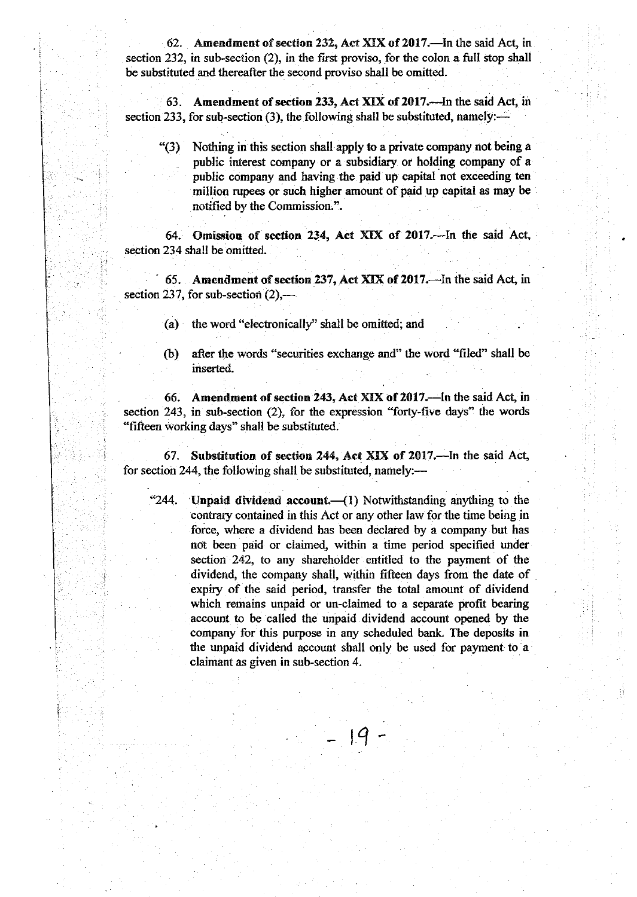62. **Amendment of section 232, Act XIX of 2017.**—In the said Act, in section 232, in sub-section (2), in the first proviso, for the colon a full stop shall be substituted and thereafter the second proviso shall be omitted.

63. **Amendment of section 233, Act XIX of 2017.**—In the said Act, in section 233, for sub-section (3), the following shall be substituted, namely:—

> "(3) Nothing in this section shall apply to a private company not being a public interest company or a subsidiary or holding company of a public company and having the paid up capital not exceeding ten million rupees or such higher amount of paid up capital as may be notified by the Commission.".

64. **Omission of section 234, Act XIX of 2017.**—In the said Act, section 234 shall be omitted.

65. **Amendment of section 237, Act XIX of 2017.**—In the said Act, in section 237, for sub-section (2),—

(a) the word "electronically" shall be omitted; and

(b) after the words "securities exchange and" the word "filed" shall be inserted.

66. **Amendment of section 243, Act XIX of 2017.**—In the said Act, in section 243, in sub-section (2), for the expression "forty-five days" the words "fifteen working days" shall be substituted.

67. **Substitution of section 244, Act XIX of 2017.**—In the said Act, for section 244, the following shall be substituted, namely:—

> "244. **Unpaid dividend account.**—(1) Notwithstanding anything to the contrary contained in this Act or any other law for the time being in force, where a dividend has been declared by a company but has not been paid or claimed, within a time period specified under section 242, to any shareholder entitled to the payment of the dividend, the company shall, within fifteen days from the date of expiry of the said period, transfer the total amount of dividend which remains unpaid or un-claimed to a separate profit bearing account to be called the unpaid dividend account opened by the company for this purpose in any scheduled bank. The deposits in the unpaid dividend account shall only be used for payment to a claimant as given in sub-section 4.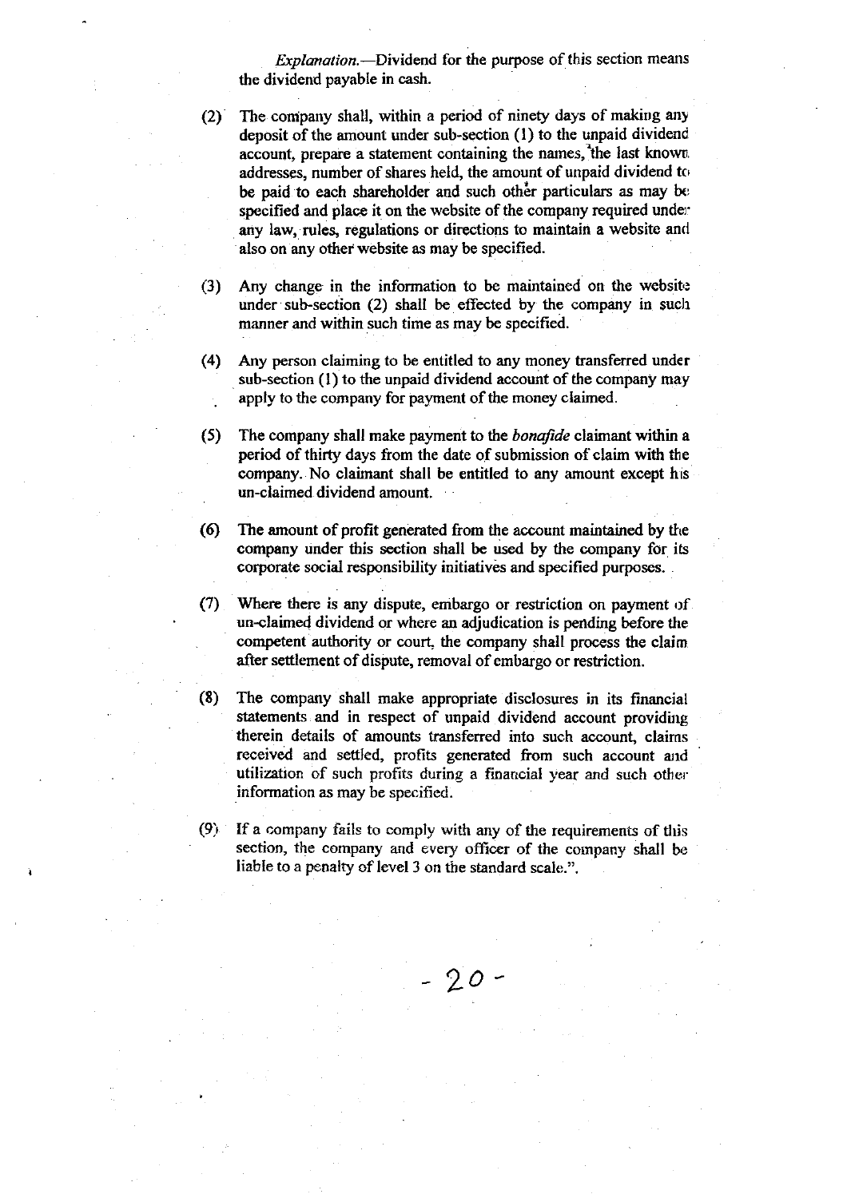*Explanation.*—Dividend for the purpose of this section means the dividend payable in cash.

(2) The company shall, within a period of ninety days of making any deposit of the amount under sub-section (1) to the unpaid dividend account, prepare a statement containing the names, the last known addresses, number of shares held, the amount of unpaid dividend to be paid to each shareholder and such other particulars as may be specified and place it on the website of the company required under any law, rules, regulations or directions to maintain a website and also on any other website as may be specified.

(3) Any change in the information to be maintained on the website under sub-section (2) shall be effected by the company in such manner and within such time as may be specified.

(4) Any person claiming to be entitled to any money transferred under sub-section (1) to the unpaid dividend account of the company may apply to the company for payment of the money claimed.

(5) The company shall make payment to the *bonafide* claimant within a period of thirty days from the date of submission of claim with the company. No claimant shall be entitled to any amount except his un-claimed dividend amount.

(6) The amount of profit generated from the account maintained by the company under this section shall be used by the company for its corporate social responsibility initiatives and specified purposes.

(7) Where there is any dispute, embargo or restriction on payment of un-claimed dividend or where an adjudication is pending before the competent authority or court, the company shall process the claim after settlement of dispute, removal of embargo or restriction.

(8) The company shall make appropriate disclosures in its financial statements and in respect of unpaid dividend account providing therein details of amounts transferred into such account, claims received and settled, profits generated from such account and utilization of such profits during a financial year and such other information as may be specified.

(9) If a company fails to comply with any of the requirements of this section, the company and every officer of the company shall be liable to a penalty of level 3 on the standard scale.".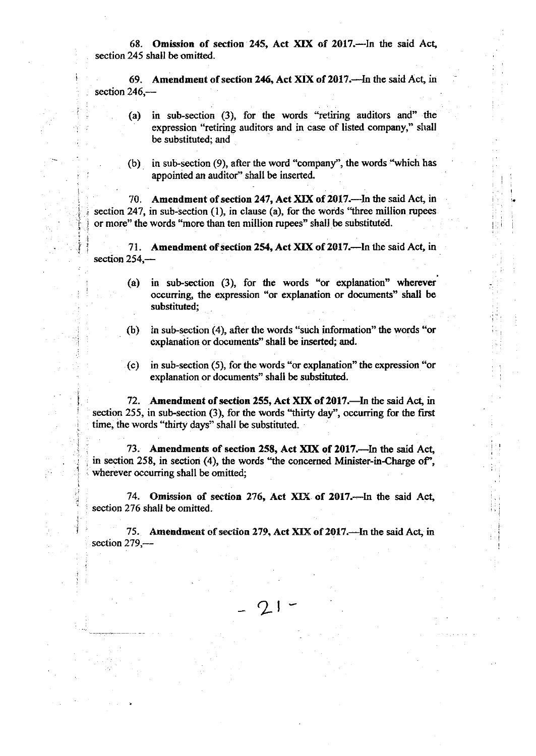68. **Omission of section 245, Act XIX of 2017.**—In the said Act, section 245 shall be omitted.

69. **Amendment of section 246, Act XIX of 2017.**—In the said Act, in section 246,—

(a) in sub-section (3), for the words "retiring auditors and" the expression "retiring auditors and in case of listed company," shall be substituted; and

(b) in sub-section (9), after the word "company", the words "which has appointed an auditor" shall be inserted.

70. **Amendment of section 247, Act XIX of 2017.**—In the said Act, in section 247, in sub-section (1), in clause (a), for the words "three million rupees or more" the words "more than ten million rupees" shall be substituted.

71. **Amendment of section 254, Act XIX of 2017.**—In the said Act, in section 254,—

(a) in sub-section (3), for the words "or explanation" wherever occurring, the expression "or explanation or documents" shall be substituted;

(b) in sub-section (4), after the words "such information" the words "or explanation or documents" shall be inserted; and.

(c) in sub-section (5), for the words "or explanation" the expression "or explanation or documents" shall be substituted.

72. **Amendment of section 255, Act XIX of 2017.**—In the said Act, in section 255, in sub-section (3), for the words "thirty day", occurring for the first time, the words "thirty days" shall be substituted.

73. **Amendments of section 258, Act XIX of 2017.**—In the said Act, in section 258, in section (4), the words "the concerned Minister-in-Charge of", wherever occurring shall be omitted;

74. **Omission of section 276, Act XIX of 2017.**—In the said Act, section 276 shall be omitted.

75. **Amendment of section 279, Act XIX of 2017.**—In the said Act, in section 279,—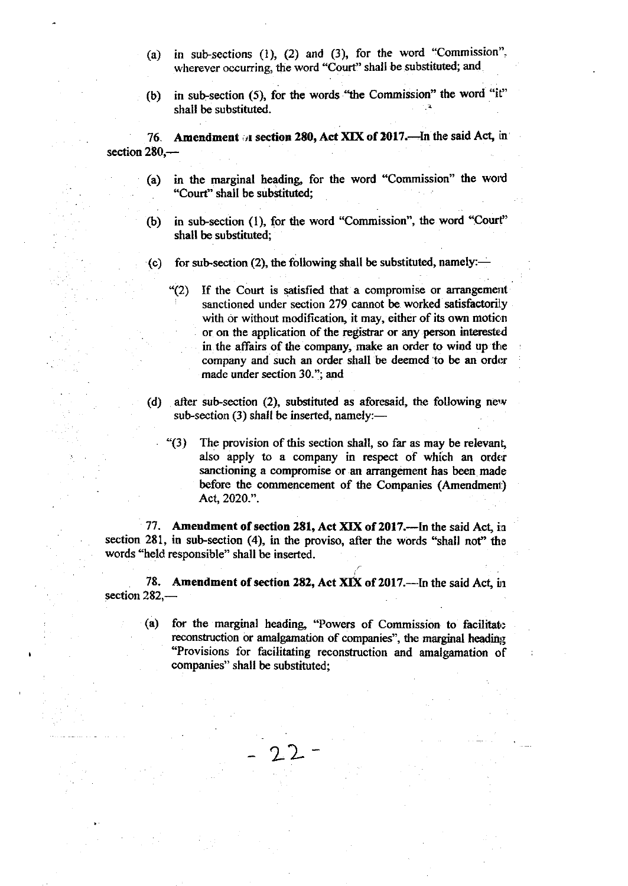(a) in sub-sections (1), (2) and (3), for the word "Commission", wherever occurring, the word "Court" shall be substituted; and

(b) in sub-section (5), for the words "the Commission" the word "it" shall be substituted.

76. **Amendment of section 280, Act XIX of 2017.**—In the said Act, in section 280,—

(a) in the marginal heading, for the word "Commission" the word "Court" shall be substituted;

(b) in sub-section (1), for the word "Commission", the word "Court" shall be substituted;

(c) for sub-section (2), the following shall be substituted, namely:—

"(2) If the Court is satisfied that a compromise or arrangement sanctioned under section 279 cannot be worked satisfactorily with or without modification, it may, either of its own motion or on the application of the registrar or any person interested in the affairs of the company, make an order to wind up the company and such an order shall be deemed to be an order made under section 30."; and

(d) after sub-section (2), substituted as aforesaid, the following new sub-section (3) shall be inserted, namely:—

"(3) The provision of this section shall, so far as may be relevant, also apply to a company in respect of which an order sanctioning a compromise or an arrangement has been made before the commencement of the Companies (Amendment) Act, 2020.".

77. **Amendment of section 281, Act XIX of 2017.**—In the said Act, in section 281, in sub-section (4), in the proviso, after the words "shall not" the words "held responsible" shall be inserted.

78. **Amendment of section 282, Act XIX of 2017.**—In the said Act, in section 282,—

(a) for the marginal heading, "Powers of Commission to facilitate reconstruction or amalgamation of companies", the marginal heading "Provisions for facilitating reconstruction and amalgamation of companies" shall be substituted;